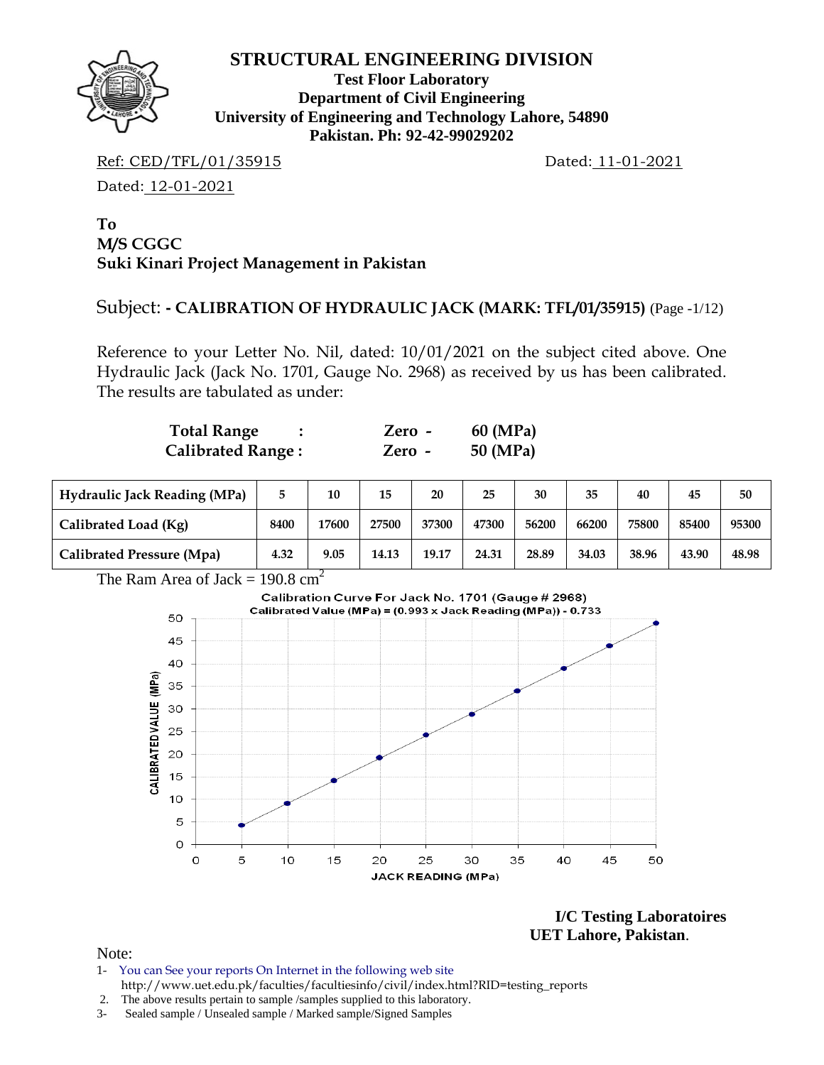# STRUCTURAL ENGINEERING DIVISION

**Test Floor Laboratory**
**Department of Civil Engineering**
**University of Engineering and Technology Lahore, 54890**
**Pakistan. Ph: 92-42-99029202**

Ref: CED/TFL/01/35915 Dated: 11-01-2021

Dated: 12-01-2021

**To**
**M/S CGGC**
**Suki Kinari Project Management in Pakistan**

Subject: **- CALIBRATION OF HYDRAULIC JACK (MARK: TFL/01/35915)** (Page -1/12)

Reference to your Letter No. Nil, dated: 10/01/2021 on the subject cited above. One Hydraulic Jack (Jack No. 1701, Gauge No. 2968) as received by us has been calibrated. The results are tabulated as under:

| | | |
|---|---|---|
| **Total Range :** | **Zero -** | **60 (MPa)** |
| **Calibrated Range :** | **Zero -** | **50 (MPa)** |

| **Hydraulic Jack Reading (MPa)** | **5** | **10** | **15** | **20** | **25** | **30** | **35** | **40** | **45** | **50** |
|---|---|---|---|---|---|---|---|---|---|---|
| **Calibrated Load (Kg)** | **8400** | **17600** | **27500** | **37300** | **47300** | **56200** | **66200** | **75800** | **85400** | **95300** |
| **Calibrated Pressure (Mpa)** | **4.32** | **9.05** | **14.13** | **19.17** | **24.31** | **28.89** | **34.03** | **38.96** | **43.90** | **48.98** |

The Ram Area of Jack = 190.8 $cm^2$

Calibration Curve For Jack No. 1701 (Gauge # 2968)
Calibrated Value (MPa) = (0.993 x Jack Reading (MPa)) - 0.733

**I/C Testing Laboratoires**
**UET Lahore, Pakistan**.

Note:
1- You can See your reports On Internet in the following web site http://www.uet.edu.pk/faculties/facultiesinfo/civil/index.html?RID=testing_reports
2. The above results pertain to sample /samples supplied to this laboratory.
3- Sealed sample / Unsealed sample / Marked sample/Signed Samples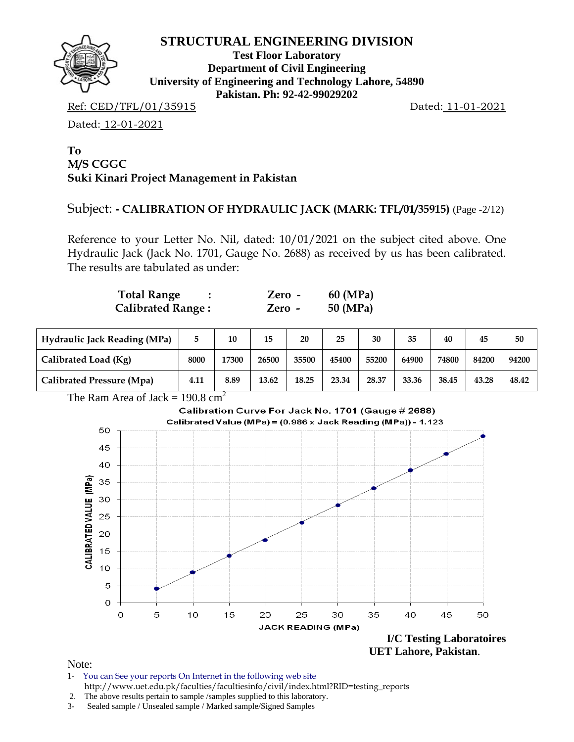# STRUCTURAL ENGINEERING DIVISION

**Test Floor Laboratory**
**Department of Civil Engineering**
**University of Engineering and Technology Lahore, 54890**
**Pakistan. Ph: 92-42-99029202**

Ref: CED/TFL/01/35915 Dated: 11-01-2021

Dated: 12-01-2021

**To**
**M/S CGGC**
**Suki Kinari Project Management in Pakistan**

Subject: **- CALIBRATION OF HYDRAULIC JACK (MARK: TFL/01/35915)** (Page -2/12)

Reference to your Letter No. Nil, dated: 10/01/2021 on the subject cited above. One Hydraulic Jack (Jack No. 1701, Gauge No. 2688) as received by us has been calibrated. The results are tabulated as under:

**Total Range :** **Zero - 60 (MPa)**
**Calibrated Range :** **Zero - 50 (MPa)**

| Hydraulic Jack Reading (MPa) | 5 | 10 | 15 | 20 | 25 | 30 | 35 | 40 | 45 | 50 |
|---|---|---|---|---|---|---|---|---|---|---|
| Calibrated Load (Kg) | 8000 | 17300 | 26500 | 35500 | 45400 | 55200 | 64900 | 74800 | 84200 | 94200 |
| Calibrated Pressure (Mpa) | 4.11 | 8.89 | 13.62 | 18.25 | 23.34 | 28.37 | 33.36 | 38.45 | 43.28 | 48.42 |

The Ram Area of Jack = 190.8 $cm^2$

Calibration Curve For Jack No. 1701 (Gauge # 2688)
Calibrated Value (MPa) = (0.986 x Jack Reading (MPa)) - 1.123

**I/C Testing Laboratoires**
**UET Lahore, Pakistan**.

Note:
1- You can See your reports On Internet in the following web site
http://www.uet.edu.pk/faculties/facultiesinfo/civil/index.html?RID=testing_reports
2. The above results pertain to sample /samples supplied to this laboratory.
3- Sealed sample / Unsealed sample / Marked sample/Signed Samples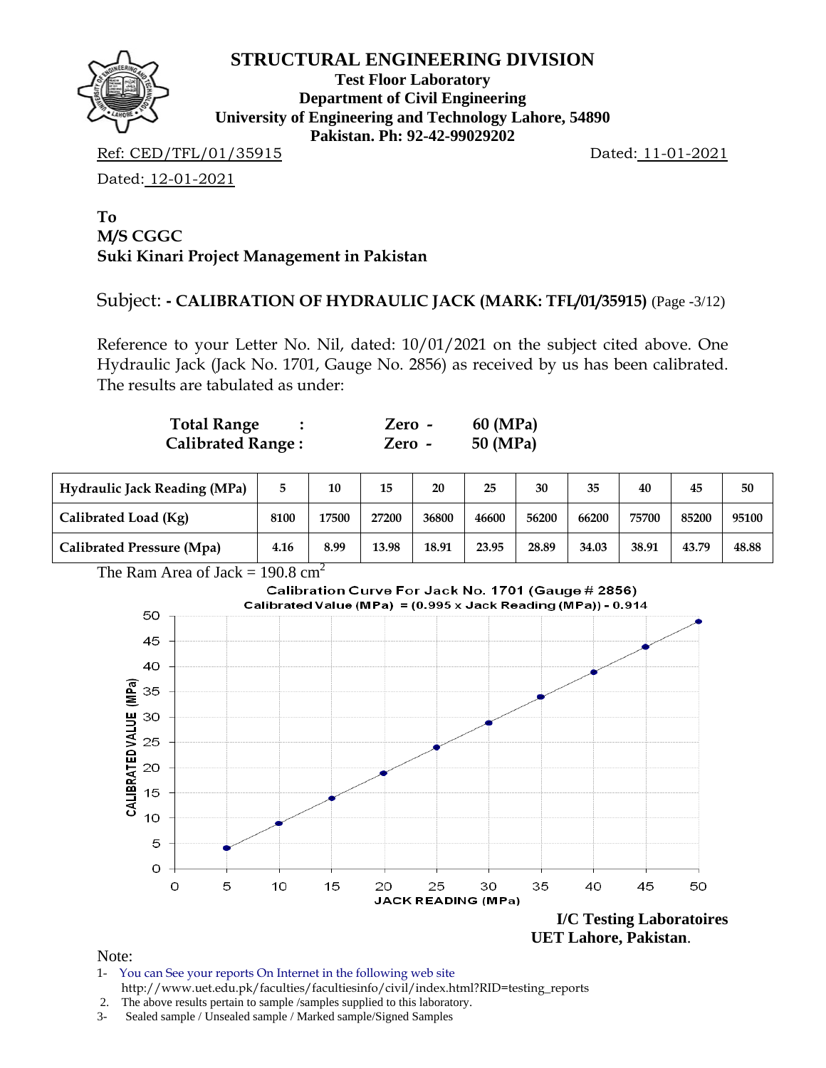# STRUCTURAL ENGINEERING DIVISION

**Test Floor Laboratory**
**Department of Civil Engineering**
**University of Engineering and Technology Lahore, 54890**
**Pakistan. Ph: 92-42-99029202**

Ref: CED/TFL/01/35915 Dated: 11-01-2021

Dated: 12-01-2021

**To**
**M/S CGGC**
**Suki Kinari Project Management in Pakistan**

Subject: **- CALIBRATION OF HYDRAULIC JACK (MARK: TFL/01/35915)** (Page -3/12)

Reference to your Letter No. Nil, dated: 10/01/2021 on the subject cited above. One Hydraulic Jack (Jack No. 1701, Gauge No. 2856) as received by us has been calibrated. The results are tabulated as under:

**Total Range : Zero - 60 (MPa)**
**Calibrated Range : Zero - 50 (MPa)**

| Hydraulic Jack Reading (MPa) | 5 | 10 | 15 | 20 | 25 | 30 | 35 | 40 | 45 | 50 |
|---|---|---|---|---|---|---|---|---|---|---|
| Calibrated Load (Kg) | 8100 | 17500 | 27200 | 36800 | 46600 | 56200 | 66200 | 75700 | 85200 | 95100 |
| Calibrated Pressure (Mpa) | 4.16 | 8.99 | 13.98 | 18.91 | 23.95 | 28.89 | 34.03 | 38.91 | 43.79 | 48.88 |

The Ram Area of Jack = 190.8 $cm^2$

Calibration Curve For Jack No. 1701 (Gauge # 2856)
Calibrated Value (MPa) = (0.995 x Jack Reading (MPa)) - 0.914

**I/C Testing Laboratoires**
**UET Lahore, Pakistan**.

Note:

1- You can See your reports On Internet in the following web site
http://www.uet.edu.pk/faculties/facultiesinfo/civil/index.html?RID=testing_reports
2. The above results pertain to sample /samples supplied to this laboratory.
3- Sealed sample / Unsealed sample / Marked sample/Signed Samples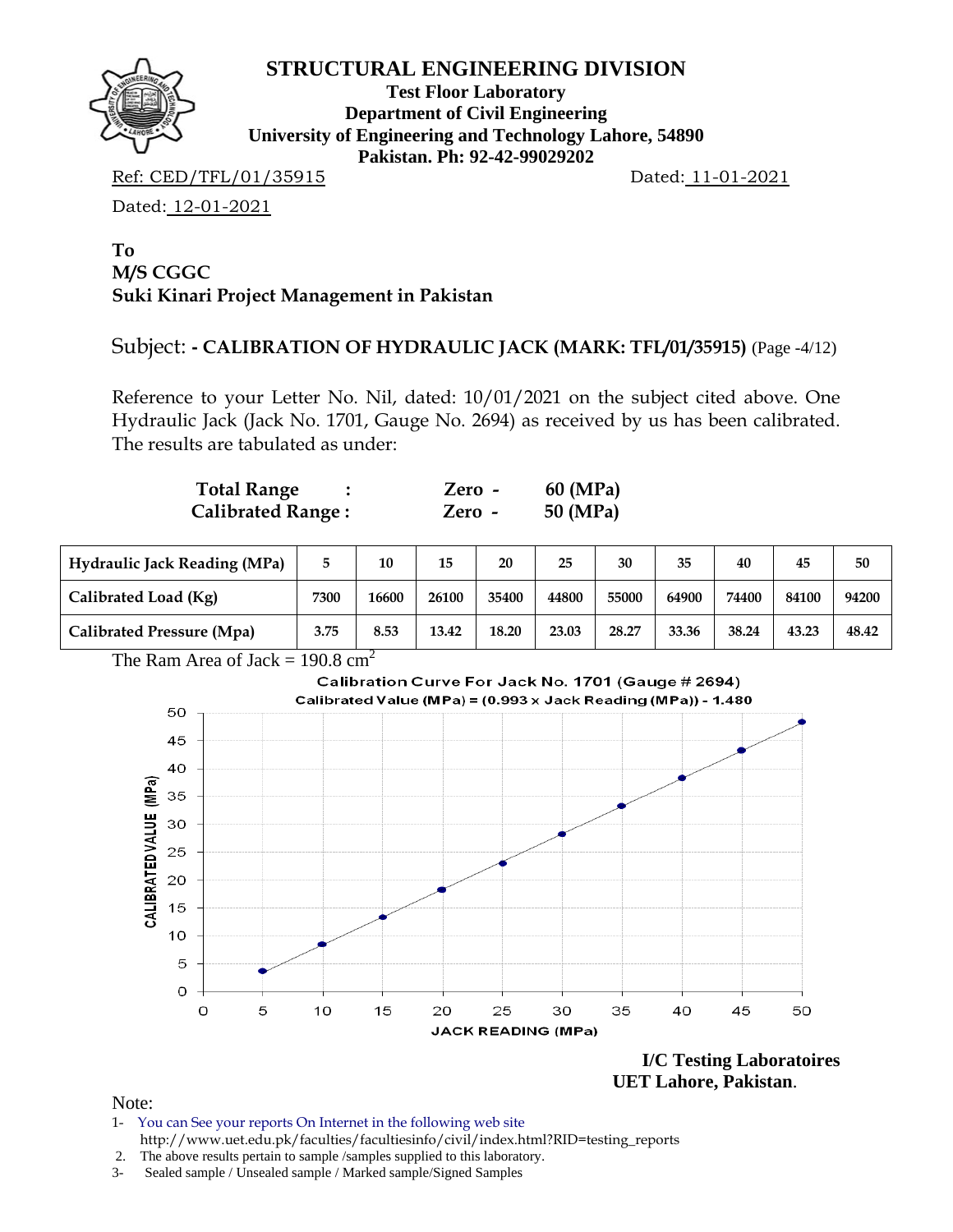# STRUCTURAL ENGINEERING DIVISION

**Test Floor Laboratory**
**Department of Civil Engineering**
**University of Engineering and Technology Lahore, 54890**
**Pakistan. Ph: 92-42-99029202**

Ref: CED/TFL/01/35915 Dated: 11-01-2021

Dated: 12-01-2021

**To**
**M/S CGGC**
**Suki Kinari Project Management in Pakistan**

Subject: **- CALIBRATION OF HYDRAULIC JACK (MARK: TFL/01/35915)** (Page -4/12)

Reference to your Letter No. Nil, dated: 10/01/2021 on the subject cited above. One Hydraulic Jack (Jack No. 1701, Gauge No. 2694) as received by us has been calibrated. The results are tabulated as under:

**Total Range : Zero - 60 (MPa)**
**Calibrated Range : Zero - 50 (MPa)**

| Hydraulic Jack Reading (MPa) | 5 | 10 | 15 | 20 | 25 | 30 | 35 | 40 | 45 | 50 |
|---|---|---|---|---|---|---|---|---|---|---|
| Calibrated Load (Kg) | 7300 | 16600 | 26100 | 35400 | 44800 | 55000 | 64900 | 74400 | 84100 | 94200 |
| Calibrated Pressure (Mpa) | 3.75 | 8.53 | 13.42 | 18.20 | 23.03 | 28.27 | 33.36 | 38.24 | 43.23 | 48.42 |

The Ram Area of Jack = 190.8 $cm^2$

Calibration Curve For Jack No. 1701 (Gauge # 2694)
Calibrated Value (MPa) = (0.993 x Jack Reading (MPa)) - 1.480

**I/C Testing Laboratoires**
**UET Lahore, Pakistan.**

Note:
1- You can See your reports On Internet in the following web site
http://www.uet.edu.pk/faculties/facultiesinfo/civil/index.html?RID=testing_reports
2. The above results pertain to sample /samples supplied to this laboratory.
3- Sealed sample / Unsealed sample / Marked sample/Signed Samples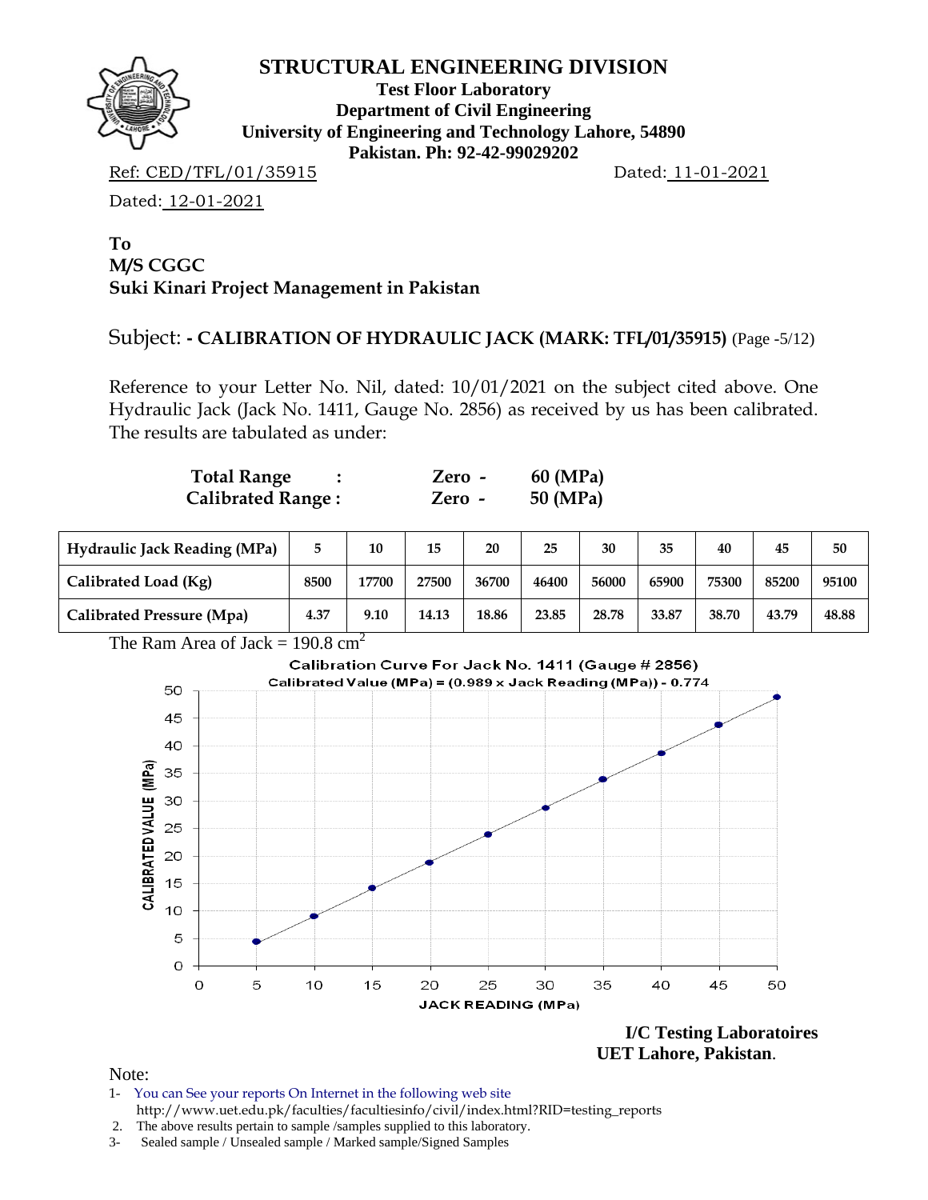# STRUCTURAL ENGINEERING DIVISION

**Test Floor Laboratory**
**Department of Civil Engineering**
**University of Engineering and Technology Lahore, 54890**
**Pakistan. Ph: 92-42-99029202**

Ref: CED/TFL/01/35915 Dated: 11-01-2021

Dated: 12-01-2021

**To**
**M/S CGGC**
**Suki Kinari Project Management in Pakistan**

Subject: **- CALIBRATION OF HYDRAULIC JACK (MARK: TFL/01/35915)** (Page -5/12)

Reference to your Letter No. Nil, dated: 10/01/2021 on the subject cited above. One Hydraulic Jack (Jack No. 1411, Gauge No. 2856) as received by us has been calibrated. The results are tabulated as under:

**Total Range :** **Zero - 60 (MPa)**
**Calibrated Range :** **Zero - 50 (MPa)**

| Hydraulic Jack Reading (MPa) | 5 | 10 | 15 | 20 | 25 | 30 | 35 | 40 | 45 | 50 |
|---|---|---|---|---|---|---|---|---|---|---|
| Calibrated Load (Kg) | 8500 | 17700 | 27500 | 36700 | 46400 | 56000 | 65900 | 75300 | 85200 | 95100 |
| Calibrated Pressure (Mpa) | 4.37 | 9.10 | 14.13 | 18.86 | 23.85 | 28.78 | 33.87 | 38.70 | 43.79 | 48.88 |

The Ram Area of Jack = 190.8 $cm^2$

Calibration Curve For Jack No. 1411 (Gauge # 2856)
Calibrated Value (MPa) = (0.989 x Jack Reading (MPa)) - 0.774

**I/C Testing Laboratoires**
**UET Lahore, Pakistan**.

Note:

1- You can See your reports On Internet in the following web site
http://www.uet.edu.pk/faculties/facultiesinfo/civil/index.html?RID=testing_reports
2. The above results pertain to sample /samples supplied to this laboratory.
3- Sealed sample / Unsealed sample / Marked sample/Signed Samples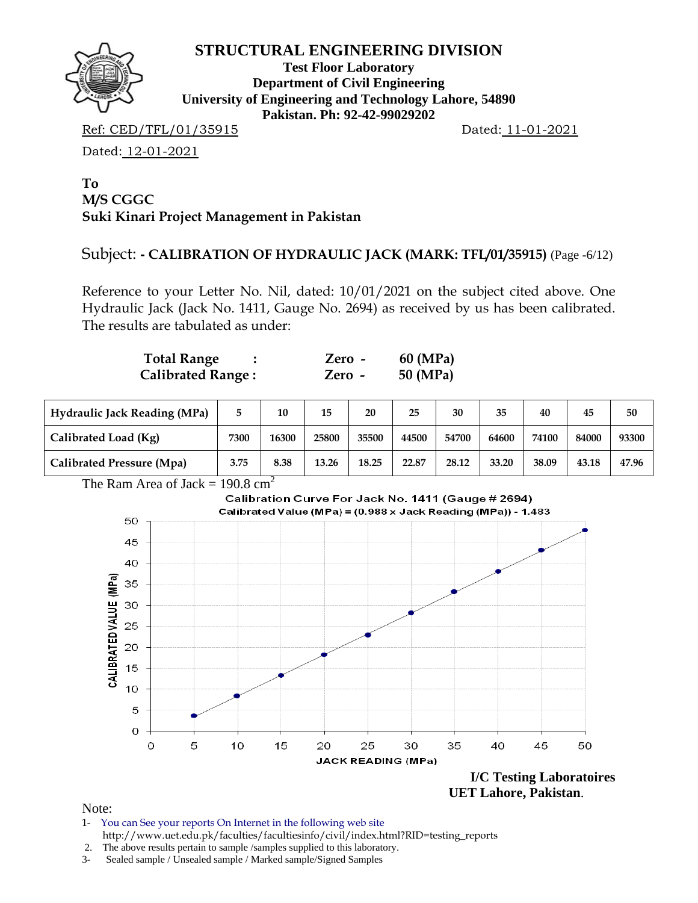# STRUCTURAL ENGINEERING DIVISION

**Test Floor Laboratory**
**Department of Civil Engineering**
**University of Engineering and Technology Lahore, 54890**
**Pakistan. Ph: 92-42-99029202**

Ref: CED/TFL/01/35915 Dated: 11-01-2021

Dated: 12-01-2021

**To**
**M/S CGGC**
**Suki Kinari Project Management in Pakistan**

Subject: **- CALIBRATION OF HYDRAULIC JACK (MARK: TFL/01/35915)** (Page -6/12)

Reference to your Letter No. Nil, dated: 10/01/2021 on the subject cited above. One Hydraulic Jack (Jack No. 1411, Gauge No. 2694) as received by us has been calibrated. The results are tabulated as under:

**Total Range :** **Zero - 60 (MPa)**
**Calibrated Range :** **Zero - 50 (MPa)**

| Hydraulic Jack Reading (MPa) | 5 | 10 | 15 | 20 | 25 | 30 | 35 | 40 | 45 | 50 |
|---|---|---|---|---|---|---|---|---|---|---|
| Calibrated Load (Kg) | 7300 | 16300 | 25800 | 35500 | 44500 | 54700 | 64600 | 74100 | 84000 | 93300 |
| Calibrated Pressure (Mpa) | 3.75 | 8.38 | 13.26 | 18.25 | 22.87 | 28.12 | 33.20 | 38.09 | 43.18 | 47.96 |

The Ram Area of Jack = 190.8 $cm^2$

Calibration Curve For Jack No. 1411 (Gauge # 2694)
Calibrated Value (MPa) = (0.988 x Jack Reading (MPa)) - 1.483

**I/C Testing Laboratoires**
**UET Lahore, Pakistan**.

Note:
1- You can See your reports On Internet in the following web site
http://www.uet.edu.pk/faculties/facultiesinfo/civil/index.html?RID=testing_reports
2. The above results pertain to sample /samples supplied to this laboratory.
3- Sealed sample / Unsealed sample / Marked sample/Signed Samples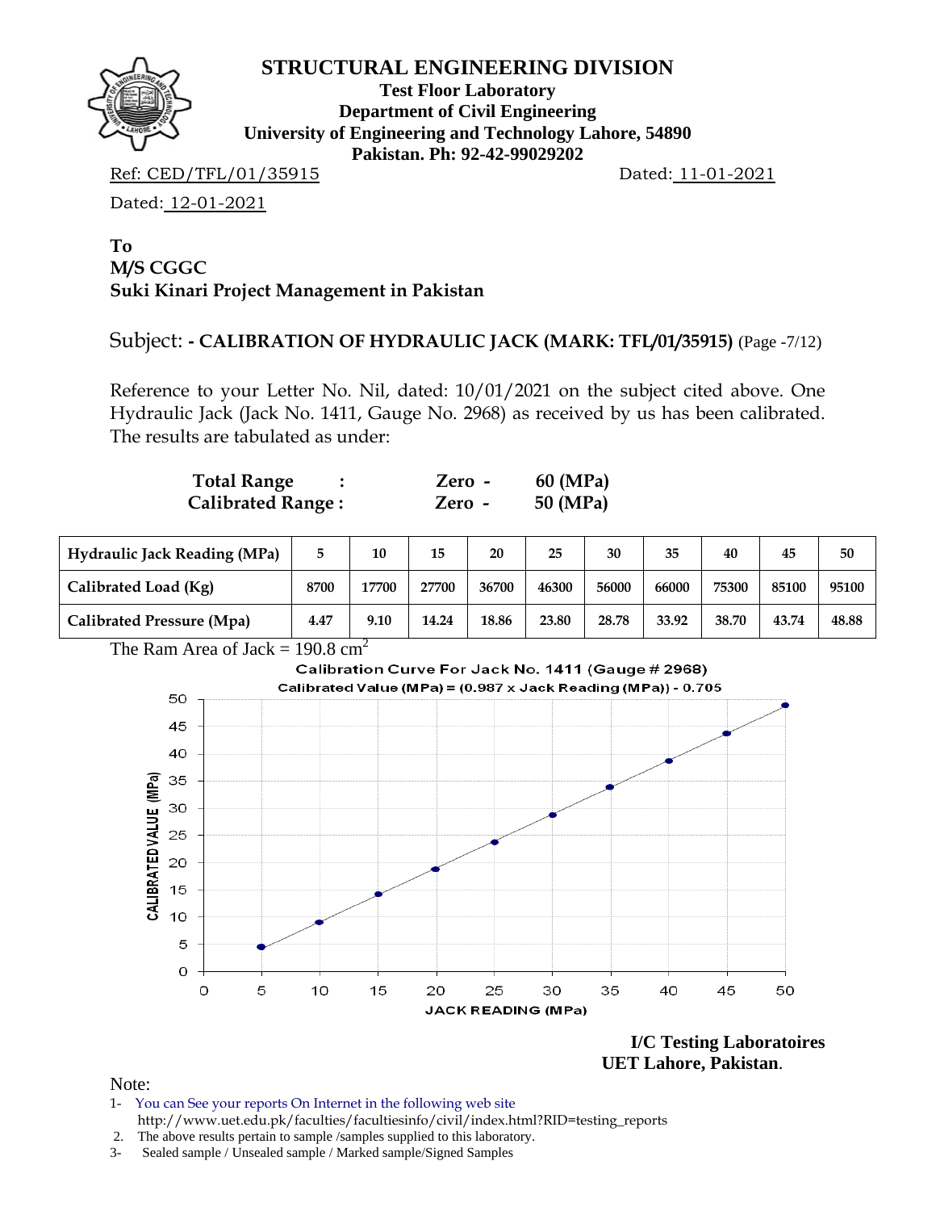# STRUCTURAL ENGINEERING DIVISION

**Test Floor Laboratory**
**Department of Civil Engineering**
**University of Engineering and Technology Lahore, 54890**
**Pakistan. Ph: 92-42-99029202**

Ref: CED/TFL/01/35915 Dated: 11-01-2021

Dated: 12-01-2021

**To**
**M/S CGGC**
**Suki Kinari Project Management in Pakistan**

Subject: **- CALIBRATION OF HYDRAULIC JACK (MARK: TFL/01/35915)** (Page -7/12)

Reference to your Letter No. Nil, dated: 10/01/2021 on the subject cited above. One Hydraulic Jack (Jack No. 1411, Gauge No. 2968) as received by us has been calibrated. The results are tabulated as under:

**Total Range :** **Zero - 60 (MPa)**
**Calibrated Range :** **Zero - 50 (MPa)**

| Hydraulic Jack Reading (MPa) | 5 | 10 | 15 | 20 | 25 | 30 | 35 | 40 | 45 | 50 |
|---|---|---|---|---|---|---|---|---|---|---|
| Calibrated Load (Kg) | 8700 | 17700 | 27700 | 36700 | 46300 | 56000 | 66000 | 75300 | 85100 | 95100 |
| Calibrated Pressure (Mpa) | 4.47 | 9.10 | 14.24 | 18.86 | 23.80 | 28.78 | 33.92 | 38.70 | 43.74 | 48.88 |

The Ram Area of Jack = 190.8 $cm^2$

Calibration Curve For Jack No. 1411 (Gauge # 2968)
Calibrated Value (MPa) = (0.987 x Jack Reading (MPa)) - 0.705

**I/C Testing Laboratoires**
**UET Lahore, Pakistan**.

Note:
1- You can See your reports On Internet in the following web site
http://www.uet.edu.pk/faculties/facultiesinfo/civil/index.html?RID=testing_reports
2. The above results pertain to sample /samples supplied to this laboratory.
3- Sealed sample / Unsealed sample / Marked sample/Signed Samples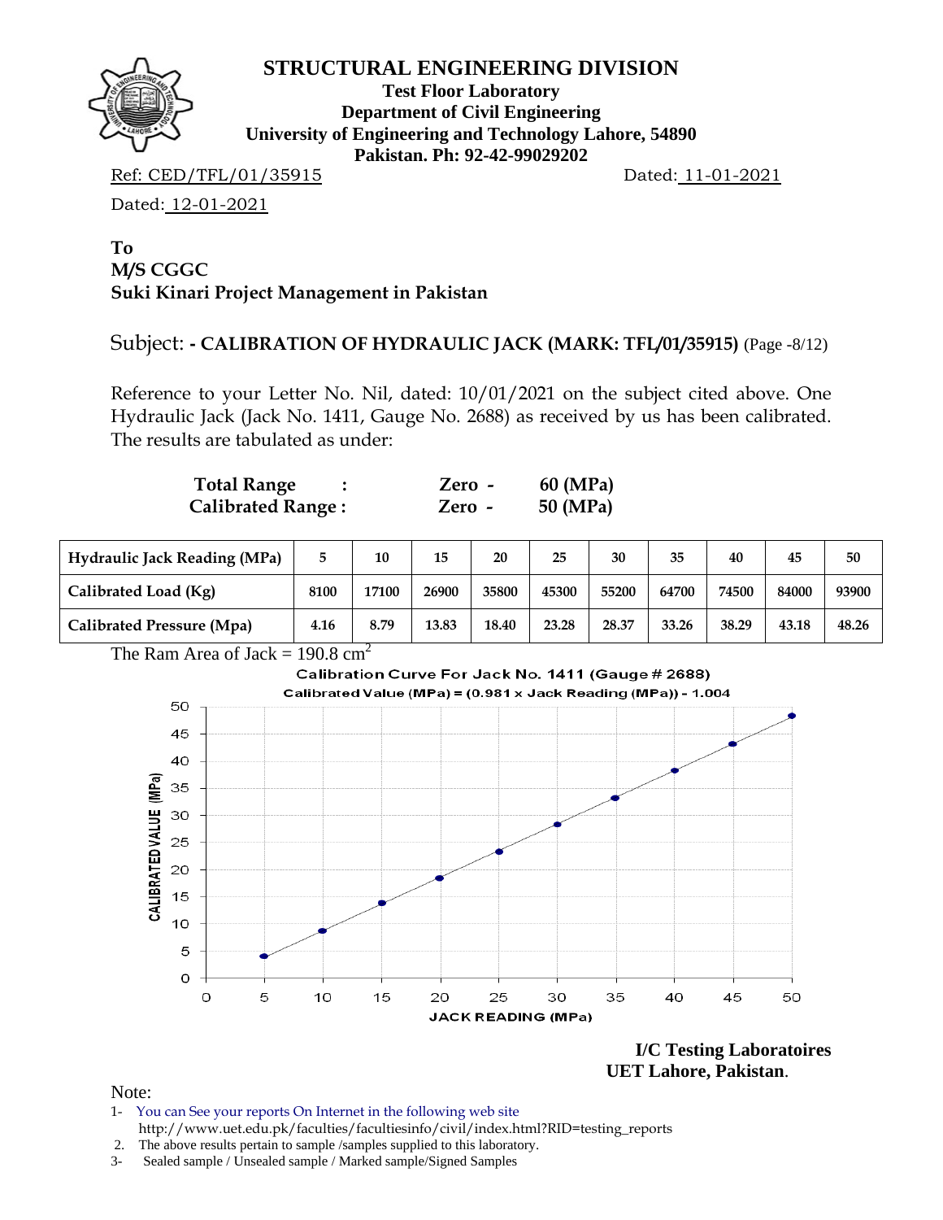**STRUCTURAL ENGINEERING DIVISION**

**Test Floor Laboratory**
**Department of Civil Engineering**
**University of Engineering and Technology Lahore, 54890**
**Pakistan. Ph: 92-42-99029202**

Ref: CED/TFL/01/35915 Dated: 11-01-2021

Dated: 12-01-2021

**To**
**M/S CGGC**
**Suki Kinari Project Management in Pakistan**

Subject: **- CALIBRATION OF HYDRAULIC JACK (MARK: TFL/01/35915)** (Page -8/12)

Reference to your Letter No. Nil, dated: 10/01/2021 on the subject cited above. One Hydraulic Jack (Jack No. 1411, Gauge No. 2688) as received by us has been calibrated. The results are tabulated as under:

| | | |
|---|---|---|
| **Total Range :** | **Zero -** | **60 (MPa)** |
| **Calibrated Range :** | **Zero -** | **50 (MPa)** |

| **Hydraulic Jack Reading (MPa)** | **5** | **10** | **15** | **20** | **25** | **30** | **35** | **40** | **45** | **50** |
|---|---|---|---|---|---|---|---|---|---|---|
| **Calibrated Load (Kg)** | **8100** | **17100** | **26900** | **35800** | **45300** | **55200** | **64700** | **74500** | **84000** | **93900** |
| **Calibrated Pressure (Mpa)** | **4.16** | **8.79** | **13.83** | **18.40** | **23.28** | **28.37** | **33.26** | **38.29** | **43.18** | **48.26** |

The Ram Area of Jack = 190.8 $cm^2$

**Calibration Curve For Jack No. 1411 (Gauge # 2688)**

**Calibrated Value (MPa) = (0.981 x Jack Reading (MPa)) - 1.004**

**I/C Testing Laboratoires**
**UET Lahore, Pakistan.**

Note:
1- You can See your reports On Internet in the following web site
http://www.uet.edu.pk/faculties/facultiesinfo/civil/index.html?RID=testing_reports
2. The above results pertain to sample /samples supplied to this laboratory.
3- Sealed sample / Unsealed sample / Marked sample/Signed Samples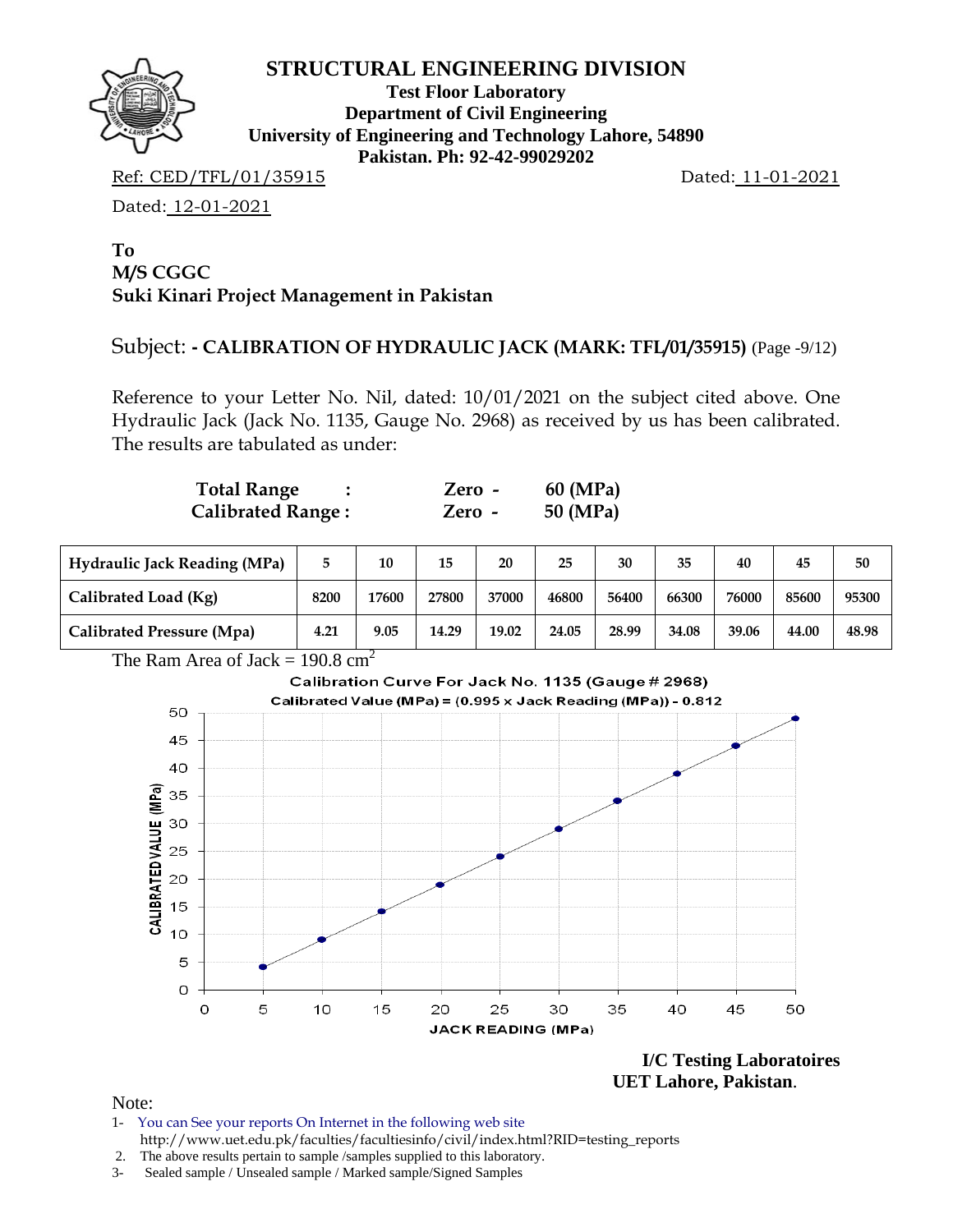# STRUCTURAL ENGINEERING DIVISION

**Test Floor Laboratory**
**Department of Civil Engineering**
**University of Engineering and Technology Lahore, 54890**
**Pakistan. Ph: 92-42-99029202**

Ref: CED/TFL/01/35915 Dated: 11-01-2021

Dated: 12-01-2021

**To**
**M/S CGGC**
**Suki Kinari Project Management in Pakistan**

Subject: **- CALIBRATION OF HYDRAULIC JACK (MARK: TFL/01/35915)** (Page -9/12)

Reference to your Letter No. Nil, dated: 10/01/2021 on the subject cited above. One Hydraulic Jack (Jack No. 1135, Gauge No. 2968) as received by us has been calibrated. The results are tabulated as under:

**Total Range : Zero - 60 (MPa)**
**Calibrated Range : Zero - 50 (MPa)**

| Hydraulic Jack Reading (MPa) | 5 | 10 | 15 | 20 | 25 | 30 | 35 | 40 | 45 | 50 |
|---|---|---|---|---|---|---|---|---|---|---|
| Calibrated Load (Kg) | 8200 | 17600 | 27800 | 37000 | 46800 | 56400 | 66300 | 76000 | 85600 | 95300 |
| Calibrated Pressure (Mpa) | 4.21 | 9.05 | 14.29 | 19.02 | 24.05 | 28.99 | 34.08 | 39.06 | 44.00 | 48.98 |

The Ram Area of Jack = 190.8 $cm^2$

Calibration Curve For Jack No. 1135 (Gauge # 2968)

Calibrated Value (MPa) = (0.995 x Jack Reading (MPa)) - 0.812

**I/C Testing Laboratoires**
**UET Lahore, Pakistan**.

Note:

1- You can See your reports On Internet in the following web site
http://www.uet.edu.pk/faculties/facultiesinfo/civil/index.html?RID=testing_reports

2. The above results pertain to sample /samples supplied to this laboratory.

3- Sealed sample / Unsealed sample / Marked sample/Signed Samples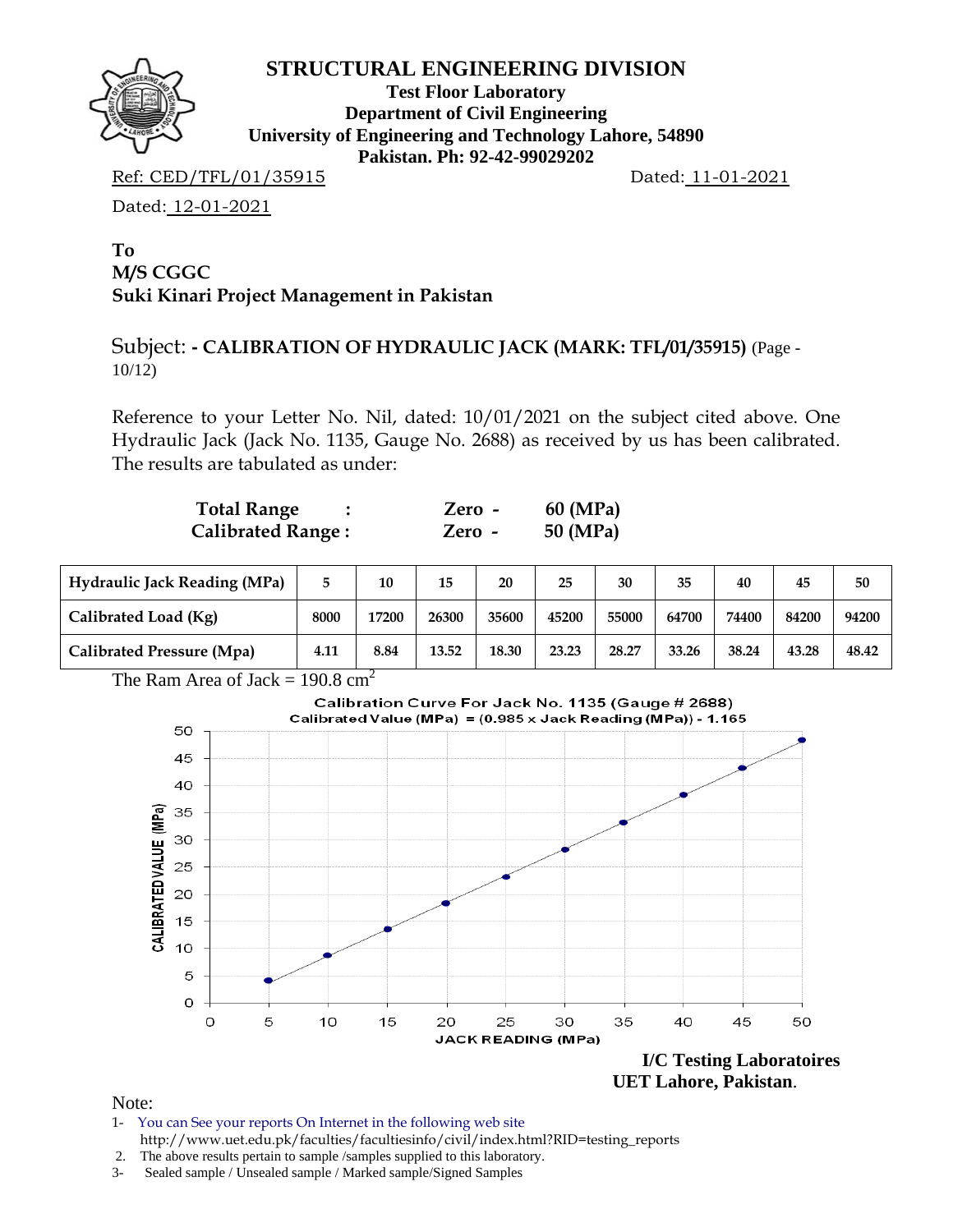# STRUCTURAL ENGINEERING DIVISION

**Test Floor Laboratory**
**Department of Civil Engineering**
**University of Engineering and Technology Lahore, 54890**
**Pakistan. Ph: 92-42-99029202**

Ref: CED/TFL/01/35915 Dated: 11-01-2021

Dated: 12-01-2021

**To**
**M/S CGGC**
**Suki Kinari Project Management in Pakistan**

Subject: **- CALIBRATION OF HYDRAULIC JACK (MARK: TFL/01/35915)** (Page - 10/12)

Reference to your Letter No. Nil, dated: 10/01/2021 on the subject cited above. One Hydraulic Jack (Jack No. 1135, Gauge No. 2688) as received by us has been calibrated. The results are tabulated as under:

| | | |
|---|---|---|
| **Total Range :** | **Zero -** | **60 (MPa)** |
| **Calibrated Range :** | **Zero -** | **50 (MPa)** |

| Hydraulic Jack Reading (MPa) | 5 | 10 | 15 | 20 | 25 | 30 | 35 | 40 | 45 | 50 |
|---|---|---|---|---|---|---|---|---|---|---|
| Calibrated Load (Kg) | 8000 | 17200 | 26300 | 35600 | 45200 | 55000 | 64700 | 74400 | 84200 | 94200 |
| Calibrated Pressure (Mpa) | 4.11 | 8.84 | 13.52 | 18.30 | 23.23 | 28.27 | 33.26 | 38.24 | 43.28 | 48.42 |

The Ram Area of Jack = 190.8 $cm^2$

Calibration Curve For Jack No. 1135 (Gauge # 2688)
Calibrated Value (MPa) = (0.985 x Jack Reading (MPa)) - 1.165

**I/C Testing Laboratoires**
**UET Lahore, Pakistan**.

Note:
1- You can See your reports On Internet in the following web site
http://www.uet.edu.pk/faculties/facultiesinfo/civil/index.html?RID=testing_reports
2. The above results pertain to sample /samples supplied to this laboratory.
3- Sealed sample / Unsealed sample / Marked sample/Signed Samples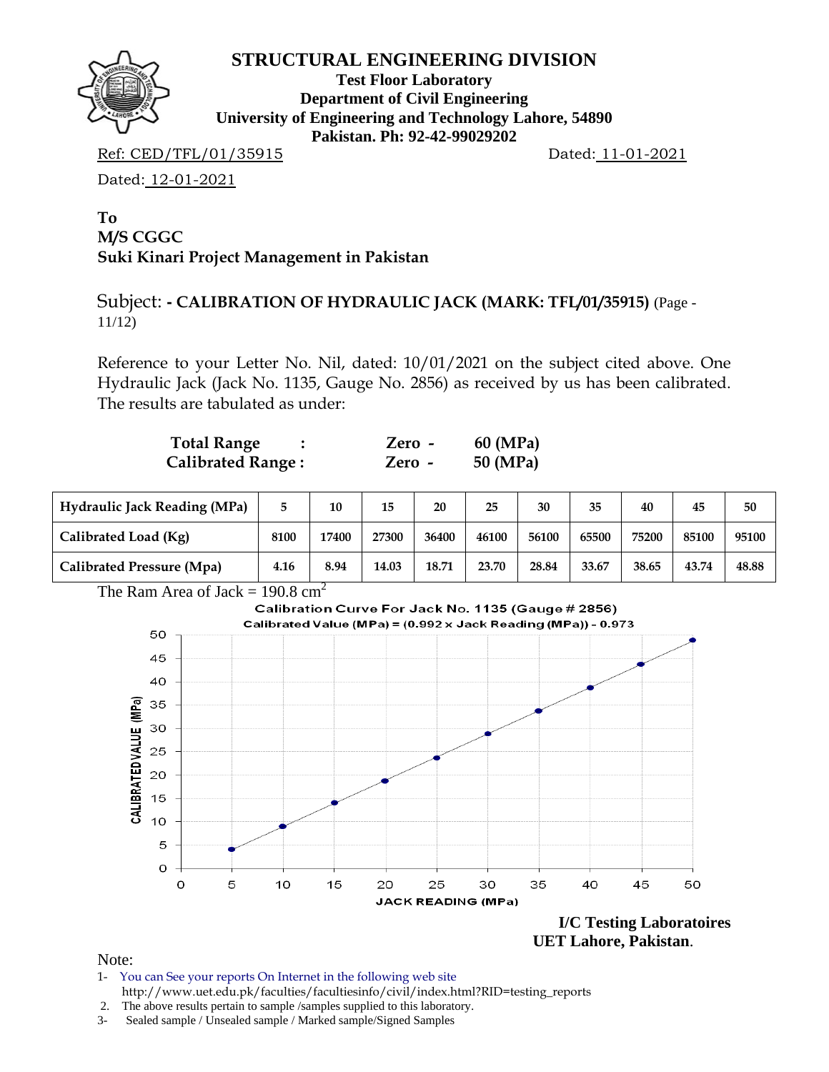# STRUCTURAL ENGINEERING DIVISION

**Test Floor Laboratory**
**Department of Civil Engineering**
**University of Engineering and Technology Lahore, 54890**
**Pakistan. Ph: 92-42-99029202**

Ref: CED/TFL/01/35915 Dated: 11-01-2021

Dated: 12-01-2021

**To**
**M/S CGGC**
**Suki Kinari Project Management in Pakistan**

Subject: **- CALIBRATION OF HYDRAULIC JACK (MARK: TFL/01/35915)** (Page - 11/12)

Reference to your Letter No. Nil, dated: 10/01/2021 on the subject cited above. One Hydraulic Jack (Jack No. 1135, Gauge No. 2856) as received by us has been calibrated. The results are tabulated as under:

**Total Range : Zero - 60 (MPa)**
**Calibrated Range : Zero - 50 (MPa)**

| Hydraulic Jack Reading (MPa) | 5 | 10 | 15 | 20 | 25 | 30 | 35 | 40 | 45 | 50 |
|---|---|---|---|---|---|---|---|---|---|---|
| Calibrated Load (Kg) | 8100 | 17400 | 27300 | 36400 | 46100 | 56100 | 65500 | 75200 | 85100 | 95100 |
| Calibrated Pressure (Mpa) | 4.16 | 8.94 | 14.03 | 18.71 | 23.70 | 28.84 | 33.67 | 38.65 | 43.74 | 48.88 |

The Ram Area of Jack = 190.8 $cm^2$

Calibration Curve For Jack No. 1135 (Gauge # 2856)
Calibrated Value (MPa) = (0.992 x Jack Reading (MPa)) - 0.973

**I/C Testing Laboratoires**
**UET Lahore, Pakistan.**

Note:
1- You can See your reports On Internet in the following web site
http://www.uet.edu.pk/faculties/facultiesinfo/civil/index.html?RID=testing_reports
2. The above results pertain to sample /samples supplied to this laboratory.
3- Sealed sample / Unsealed sample / Marked sample/Signed Samples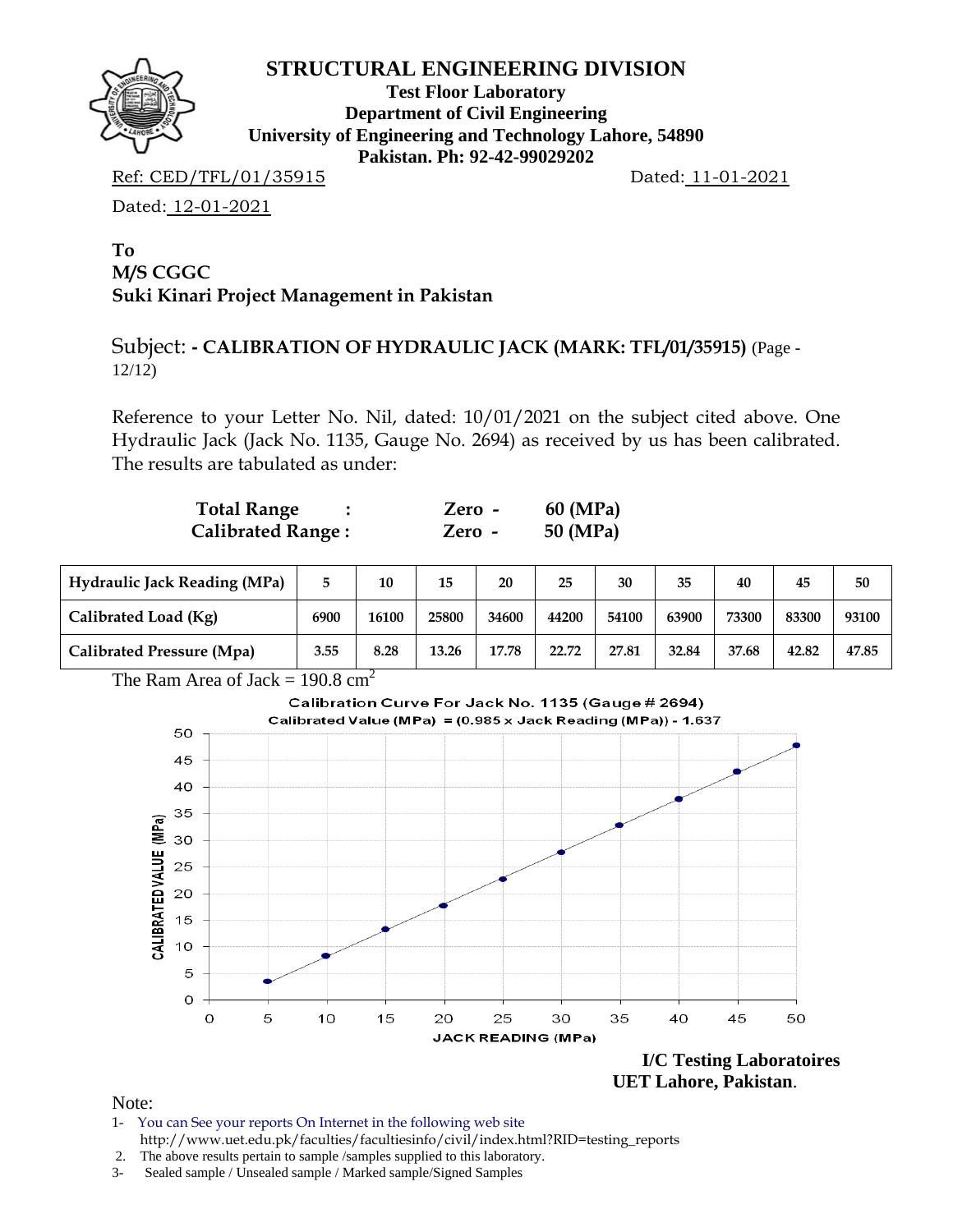# STRUCTURAL ENGINEERING DIVISION

**Test Floor Laboratory**
**Department of Civil Engineering**
**University of Engineering and Technology Lahore, 54890**
**Pakistan. Ph: 92-42-99029202**

Ref: CED/TFL/01/35915 Dated: 11-01-2021

Dated: 12-01-2021

**To**
**M/S CGGC**
**Suki Kinari Project Management in Pakistan**

Subject: **- CALIBRATION OF HYDRAULIC JACK (MARK: TFL/01/35915)** (Page -12/12)

Reference to your Letter No. Nil, dated: 10/01/2021 on the subject cited above. One Hydraulic Jack (Jack No. 1135, Gauge No. 2694) as received by us has been calibrated. The results are tabulated as under:

**Total Range : Zero - 60 (MPa)**
**Calibrated Range : Zero - 50 (MPa)**

| Hydraulic Jack Reading (MPa) | 5 | 10 | 15 | 20 | 25 | 30 | 35 | 40 | 45 | 50 |
|---|---|---|---|---|---|---|---|---|---|---|
| Calibrated Load (Kg) | 6900 | 16100 | 25800 | 34600 | 44200 | 54100 | 63900 | 73300 | 83300 | 93100 |
| Calibrated Pressure (Mpa) | 3.55 | 8.28 | 13.26 | 17.78 | 22.72 | 27.81 | 32.84 | 37.68 | 42.82 | 47.85 |

The Ram Area of Jack = 190.8 $cm^2$

Calibration Curve For Jack No. 1135 (Gauge # 2694)
Calibrated Value (MPa) = (0.985 x Jack Reading (MPa)) - 1.637
CALIBRATED VALUE (MPa)
JACK READING (MPa)

**I/C Testing Laboratoires**
**UET Lahore, Pakistan**.

Note:
1- You can See your reports On Internet in the following web site
http://www.uet.edu.pk/faculties/facultiesinfo/civil/index.html?RID=testing_reports
2. The above results pertain to sample /samples supplied to this laboratory.
3- Sealed sample / Unsealed sample / Marked sample/Signed Samples